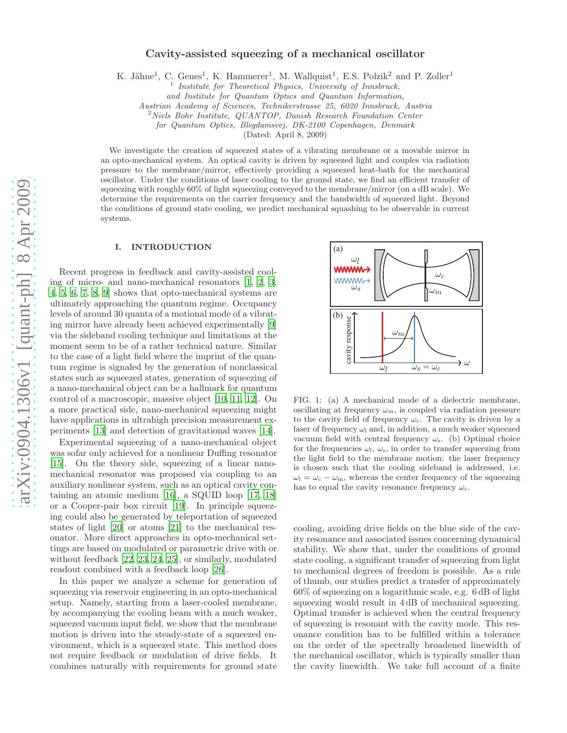# Cavity-assisted squeezing of a mechanical oscillator

K. Jähne[1], C. Genes[1], K. Hammerer[1], M. Wallquist[1], E.S. Polzik[2] and P. Zoller[1]

[1] *Institute for Theoretical Physics, University of Innsbruck, and Institute for Quantum Optics and Quantum Information, Austrian Academy of Sciences, Technikerstrasse 25, 6020 Innsbruck, Austria*

[2] *Niels Bohr Institute, QUANTOP, Danish Research Foundation Center for Quantum Optics, Blegdamsvej, DK-2100 Copenhagen, Denmark*

(Dated: April 8, 2009)

We investigate the creation of squeezed states of a vibrating membrane or a movable mirror in an opto-mechanical system. An optical cavity is driven by squeezed light and couples via radiation pressure to the membrane/mirror, effectively providing a squeezed heat-bath for the mechanical oscillator. Under the conditions of laser cooling to the ground state, we find an efficient transfer of squeezing with roughly 60% of light squeezing conveyed to the membrane/mirror (on a dB scale). We determine the requirements on the carrier frequency and the bandwidth of squeezed light. Beyond the conditions of ground state cooling, we predict mechanical squashing to be observable in current systems.

## I. INTRODUCTION

Recent progress in feedback and cavity-assisted cooling of micro- and nano-mechanical resonators [1, 2, 3, 4, 5, 6, 7, 8, 9] shows that opto-mechanical systems are ultimately approaching the quantum regime. Occupancy levels of around 30 quanta of a motional mode of a vibrating mirror have already been achieved experimentally [9] via the sideband cooling technique and limitations at the moment seem to be of a rather technical nature. Similar to the case of a light field where the imprint of the quantum regime is signaled by the generation of nonclassical states such as squeezed states, generation of squeezing of a nano-mechanical object can be a hallmark for quantum control of a macroscopic, massive object [10, 11, 12]. On a more practical side, nano-mechanical squeezing might have applications in ultrahigh precision measurement experiments [13] and detection of gravitational waves [14].

Experimental squeezing of a nano-mechanical object was sofar only achieved for a nonlinear Duffing resonator [15]. On the theory side, squeezing of a linear nano-mechanical resonator was proposed via coupling to an auxiliary nonlinear system, such as an optical cavity containing an atomic medium [16], a SQUID loop [17, 18] or a Cooper-pair box circuit [19]. In principle squeezing could also be generated by teleportation of squeezed states of light [20] or atoms [21] to the mechanical resonator. More direct approaches in opto-mechanical settings are based on modulated or parametric drive with or without feedback [22, 23, 24, 25], or similarly, modulated readout combined with a feedback loop [26].

In this paper we analyze a scheme for generation of squeezing via reservoir engineering in an opto-mechanical setup. Namely, starting from a laser-cooled membrane, by accompanying the cooling beam with a much weaker, squeezed vacuum input field, we show that the membrane motion is driven into the steady-state of a squeezed environment, which is a squeezed state. This method does not require feedback or modulation of drive fields. It combines naturally with requirements for ground state cooling, avoiding drive fields on the blue side of the cavity resonance and associated issues concerning dynamical stability. We show that, under the conditions of ground state cooling, a significant transfer of squeezing from light to mechanical degrees of freedom is possible. As a rule of thumb, our studies predict a transfer of approximately 60% of squeezing on a logarithmic scale, e.g. 6 dB of light squeezing would result in 4 dB of mechanical squeezing. Optimal transfer is achieved when the central frequency of squeezing is resonant with the cavity mode. This resonance condition has to be fulfilled within a tolerance on the order of the spectrally broadened linewidth of the mechanical oscillator, which is typically smaller than the cavity linewidth. We take full account of a finite

FIG. 1: (a) A mechanical mode of a dielectric membrane, oscillating at frequency $\omega_{\rm m}$, is coupled via radiation pressure to the cavity field of frequency $\omega_{\rm c}$. The cavity is driven by a laser of frequency $\omega_{\rm l}$ and, in addition, a much weaker squeezed vacuum field with central frequency $\omega_{\rm s}$. (b) Optimal choice for the frequencies $\omega_{\rm l}$, $\omega_{\rm s}$, in order to transfer squeezing from the light field to the membrane motion: the laser frequency is chosen such that the cooling sideband is addressed, i.e. $\omega_{\rm l} = \omega_{\rm c} - \omega_{\rm m}$, whereas the center frequency of the squeezing has to equal the cavity resonance frequency $\omega_{\rm c}$.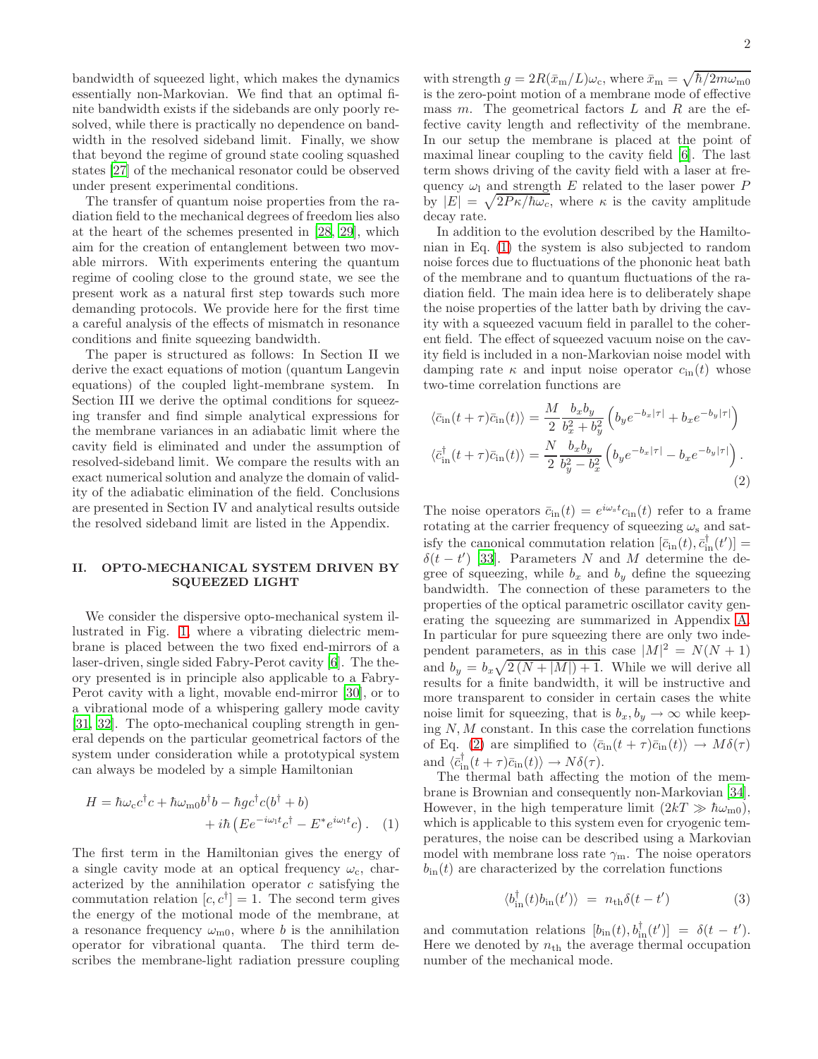bandwidth of squeezed light, which makes the dynamics essentially non-Markovian. We find that an optimal finite bandwidth exists if the sidebands are only poorly resolved, while there is practically no dependence on bandwidth in the resolved sideband limit. Finally, we show that beyond the regime of ground state cooling squashed states [27] of the mechanical resonator could be observed under present experimental conditions.

The transfer of quantum noise properties from the radiation field to the mechanical degrees of freedom lies also at the heart of the schemes presented in [28, 29], which aim for the creation of entanglement between two movable mirrors. With experiments entering the quantum regime of cooling close to the ground state, we see the present work as a natural first step towards such more demanding protocols. We provide here for the first time a careful analysis of the effects of mismatch in resonance conditions and finite squeezing bandwidth.

The paper is structured as follows: In Section II we derive the exact equations of motion (quantum Langevin equations) of the coupled light-membrane system. In Section III we derive the optimal conditions for squeezing transfer and find simple analytical expressions for the membrane variances in an adiabatic limit where the cavity field is eliminated and under the assumption of resolved-sideband limit. We compare the results with an exact numerical solution and analyze the domain of validity of the adiabatic elimination of the field. Conclusions are presented in Section IV and analytical results outside the resolved sideband limit are listed in the Appendix.

## II. OPTO-MECHANICAL SYSTEM DRIVEN BY SQUEEZED LIGHT

We consider the dispersive opto-mechanical system illustrated in Fig. 1, where a vibrating dielectric membrane is placed between the two fixed end-mirrors of a laser-driven, single sided Fabry-Perot cavity [6]. The theory presented is in principle also applicable to a Fabry-Perot cavity with a light, movable end-mirror [30], or to a vibrational mode of a whispering gallery mode cavity [31, 32]. The opto-mechanical coupling strength in general depends on the particular geometrical factors of the system under consideration while a prototypical system can always be modeled by a simple Hamiltonian

$$H = \hbar\omega_{\rm c} c^\dagger c + \hbar\omega_{\rm m0} b^\dagger b - \hbar g c^\dagger c (b^\dagger + b) + i\hbar\left(E e^{-i\omega_{\rm l} t} c^\dagger - E^* e^{i\omega_{\rm l} t} c\right). \quad (1)$$

The first term in the Hamiltonian gives the energy of a single cavity mode at an optical frequency $\omega_{\rm c}$, characterized by the annihilation operator $c$ satisfying the commutation relation $[c, c^\dagger] = 1$. The second term gives the energy of the motional mode of the membrane, at a resonance frequency $\omega_{\rm m0}$, where $b$ is the annihilation operator for vibrational quanta. The third term describes the membrane-light radiation pressure coupling with strength $g = 2R(\bar{x}_{\rm m}/L)\omega_{\rm c}$, where $\bar{x}_{\rm m} = \sqrt{\hbar/2m\omega_{\rm m0}}$ is the zero-point motion of a membrane mode of effective mass $m$. The geometrical factors $L$ and $R$ are the effective cavity length and reflectivity of the membrane. In our setup the membrane is placed at the point of maximal linear coupling to the cavity field [6]. The last term shows driving of the cavity field with a laser at frequency $\omega_{\rm l}$ and strength $E$ related to the laser power $P$ by $|E| = \sqrt{2P\kappa/\hbar\omega_{\rm c}}$, where $\kappa$ is the cavity amplitude decay rate.

In addition to the evolution described by the Hamiltonian in Eq. (1) the system is also subjected to random noise forces due to fluctuations of the phononic heat bath of the membrane and to quantum fluctuations of the radiation field. The main idea here is to deliberately shape the noise properties of the latter bath by driving the cavity with a squeezed vacuum field in parallel to the coherent field. The effect of squeezed vacuum noise on the cavity field is included in a non-Markovian noise model with damping rate $\kappa$ and input noise operator $c_{\rm in}(t)$ whose two-time correlation functions are

$$\langle \bar{c}_{\rm in}(t+\tau)\bar{c}_{\rm in}(t)\rangle = \frac{M}{2}\frac{b_x b_y}{b_x^2 + b_y^2}\left(b_y e^{-b_x|\tau|} + b_x e^{-b_y|\tau|}\right)$$
$$\langle \bar{c}_{\rm in}^\dagger(t+\tau)\bar{c}_{\rm in}(t)\rangle = \frac{N}{2}\frac{b_x b_y}{b_y^2 - b_x^2}\left(b_y e^{-b_x|\tau|} - b_x e^{-b_y|\tau|}\right). \quad (2)$$

The noise operators $\bar{c}_{\rm in}(t) = e^{i\omega_s t} c_{\rm in}(t)$ refer to a frame rotating at the carrier frequency of squeezing $\omega_s$ and satisfy the canonical commutation relation $[\bar{c}_{\rm in}(t), \bar{c}_{\rm in}^\dagger(t')] = \delta(t - t')$ [33]. Parameters $N$ and $M$ determine the degree of squeezing, while $b_x$ and $b_y$ define the squeezing bandwidth. The connection of these parameters to the properties of the optical parametric oscillator cavity generating the squeezing are summarized in Appendix A. In particular for pure squeezing there are only two independent parameters, as in this case $|M|^2 = N(N+1)$ and $b_y = b_x\sqrt{2(N + |M|) + 1}$. While we will derive all results for a finite bandwidth, it will be instructive and more transparent to consider in certain cases the white noise limit for squeezing, that is $b_x, b_y \to \infty$ while keeping $N, M$ constant. In this case the correlation functions of Eq. (2) are simplified to $\langle \bar{c}_{\rm in}(t+\tau)\bar{c}_{\rm in}(t)\rangle \to M\delta(\tau)$ and $\langle \bar{c}_{\rm in}^\dagger(t+\tau)\bar{c}_{\rm in}(t)\rangle \to N\delta(\tau)$.

The thermal bath affecting the motion of the membrane is Brownian and consequently non-Markovian [34]. However, in the high temperature limit ($2kT \gg \hbar\omega_{\rm m0}$), which is applicable to this system even for cryogenic temperatures, the noise can be described using a Markovian model with membrane loss rate $\gamma_{\rm m}$. The noise operators $b_{\rm in}(t)$ are characterized by the correlation functions

$$\langle b_{\rm in}^\dagger(t) b_{\rm in}(t')\rangle \ = \ n_{\rm th}\delta(t - t') \quad (3)$$

and commutation relations $[b_{\rm in}(t), b_{\rm in}^\dagger(t')] = \delta(t - t')$. Here we denoted by $n_{\rm th}$ the average thermal occupation number of the mechanical mode.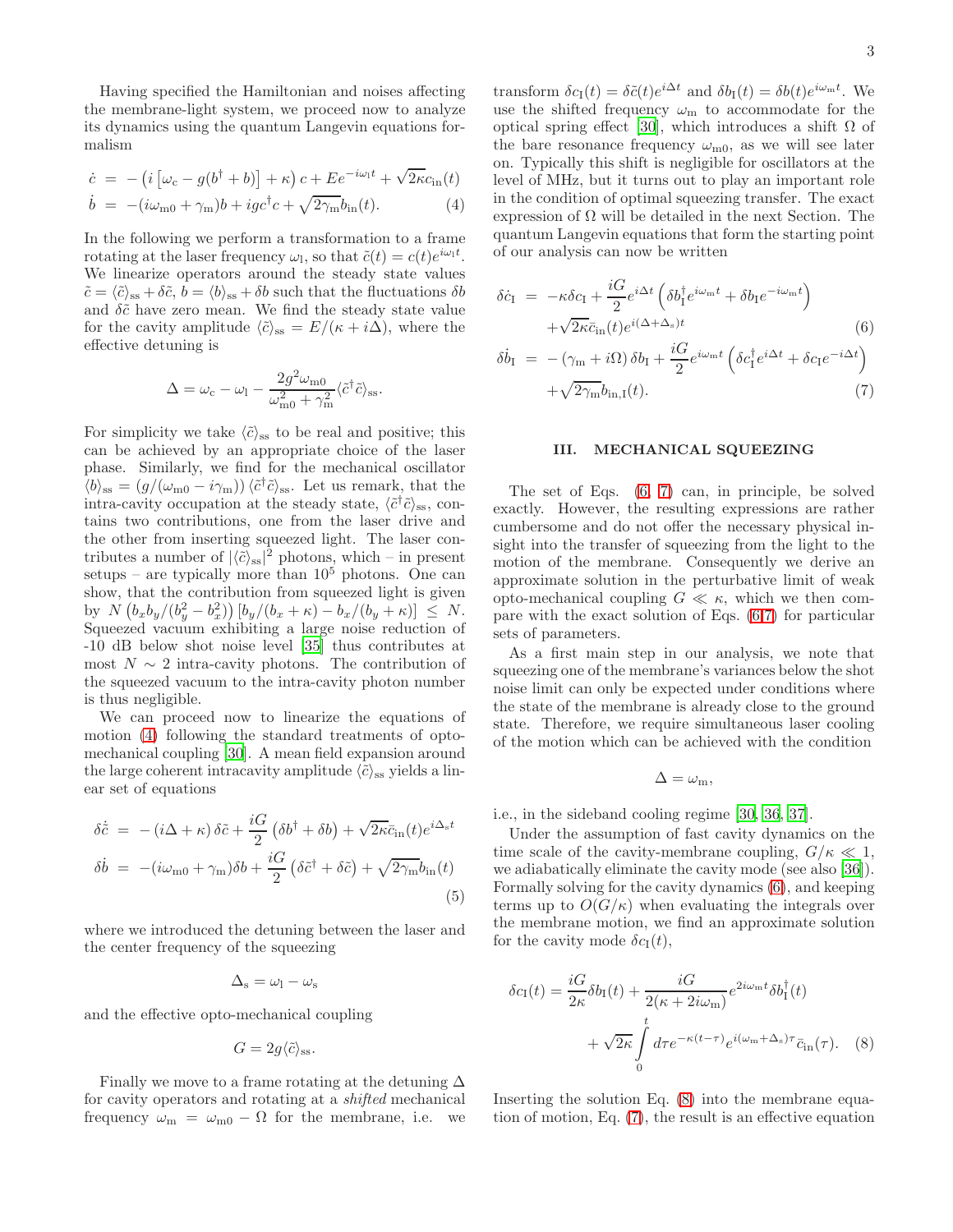Having specified the Hamiltonian and noises affecting the membrane-light system, we proceed now to analyze its dynamics using the quantum Langevin equations formalism

$$
\begin{aligned}
\dot{c} &= -\left(i\left[\omega_{\rm c} - g(b^\dagger + b)\right] + \kappa\right) c + E e^{-i\omega_{\rm l} t} + \sqrt{2\kappa} c_{\rm in}(t) \\
\dot{b} &= -(i\omega_{\rm m0} + \gamma_{\rm m}) b + i g c^\dagger c + \sqrt{2\gamma_{\rm m}} b_{\rm in}(t).
\end{aligned} \tag{4}
$$

In the following we perform a transformation to a frame rotating at the laser frequency $\omega_{\rm l}$, so that $\tilde{c}(t) = c(t) e^{i\omega_{\rm l} t}$. We linearize operators around the steady state values $\tilde{c} = \langle \tilde{c} \rangle_{\rm ss} + \delta\tilde{c}$, $b = \langle b \rangle_{\rm ss} + \delta b$ such that the fluctuations $\delta b$ and $\delta\tilde{c}$ have zero mean. We find the steady state value for the cavity amplitude $\langle \tilde{c} \rangle_{\rm ss} = E/(\kappa + i\Delta)$, where the effective detuning is

$$
\Delta = \omega_{\rm c} - \omega_{\rm l} - \frac{2g^2\omega_{\rm m0}}{\omega_{\rm m0}^2 + \gamma_{\rm m}^2} \langle \tilde{c}^\dagger \tilde{c} \rangle_{\rm ss}.
$$

For simplicity we take $\langle \tilde{c} \rangle_{\rm ss}$ to be real and positive; this can be achieved by an appropriate choice of the laser phase. Similarly, we find for the mechanical oscillator $\langle b \rangle_{\rm ss} = \left(g/(\omega_{\rm m0} - i\gamma_{\rm m})\right) \langle \tilde{c}^\dagger \tilde{c} \rangle_{\rm ss}$. Let us remark, that the intra-cavity occupation at the steady state, $\langle \tilde{c}^\dagger \tilde{c} \rangle_{\rm ss}$, contains two contributions, one from the laser drive and the other from inserting squeezed light. The laser contributes a number of $|\langle \tilde{c} \rangle_{\rm ss}|^2$ photons, which – in present setups – are typically more than $10^5$ photons. One can show, that the contribution from squeezed light is given by $N\left(b_x b_y/(b_y^2 - b_x^2)\right)\left[b_y/(b_x + \kappa) - b_x/(b_y + \kappa)\right] \leq N$. Squeezed vacuum exhibiting a large noise reduction of -10 dB below shot noise level [35] thus contributes at most $N \sim 2$ intra-cavity photons. The contribution of the squeezed vacuum to the intra-cavity photon number is thus negligible.

We can proceed now to linearize the equations of motion (4) following the standard treatments of optomechanical coupling [30]. A mean field expansion around the large coherent intracavity amplitude $\langle \tilde{c} \rangle_{\rm ss}$ yields a linear set of equations

$$
\begin{aligned}
\delta\dot{\tilde{c}} &= -(i\Delta + \kappa)\delta\tilde{c} + \frac{iG}{2}\left(\delta b^\dagger + \delta b\right) + \sqrt{2\kappa}\tilde{c}_{\rm in}(t) e^{i\Delta_{\rm s} t} \\
\delta\dot{b} &= -(i\omega_{\rm m0} + \gamma_{\rm m})\delta b + \frac{iG}{2}\left(\delta\tilde{c}^\dagger + \delta\tilde{c}\right) + \sqrt{2\gamma_{\rm m}} b_{\rm in}(t)
\end{aligned} \tag{5}
$$

where we introduced the detuning between the laser and the center frequency of the squeezing

$$
\Delta_{\rm s} = \omega_{\rm l} - \omega_{\rm s}
$$

and the effective opto-mechanical coupling

$$
G = 2g\langle \tilde{c} \rangle_{\rm ss}.
$$

Finally we move to a frame rotating at the detuning $\Delta$ for cavity operators and rotating at a *shifted* mechanical frequency $\omega_{\rm m} = \omega_{\rm m0} - \Omega$ for the membrane, i.e. we transform $\delta c_{\rm I}(t) = \delta\tilde{c}(t) e^{i\Delta t}$ and $\delta b_{\rm I}(t) = \delta b(t) e^{i\omega_{\rm m} t}$. We use the shifted frequency $\omega_{\rm m}$ to accommodate for the optical spring effect [30], which introduces a shift $\Omega$ of the bare resonance frequency $\omega_{\rm m0}$, as we will see later on. Typically this shift is negligible for oscillators at the level of MHz, but it turns out to play an important role in the condition of optimal squeezing transfer. The exact expression of $\Omega$ will be detailed in the next Section. The quantum Langevin equations that form the starting point of our analysis can now be written

$$
\begin{aligned}
\delta\dot{c}_{\rm I} &= -\kappa\delta c_{\rm I} + \frac{iG}{2} e^{i\Delta t}\left(\delta b_{\rm I}^\dagger e^{i\omega_{\rm m} t} + \delta b_{\rm I} e^{-i\omega_{\rm m} t}\right) \\
&\quad + \sqrt{2\kappa}\tilde{c}_{\rm in}(t) e^{i(\Delta + \Delta_{\rm s})t}
\end{aligned} \tag{6}
$$

$$
\begin{aligned}
\delta\dot{b}_{\rm I} &= -(\gamma_{\rm m} + i\Omega)\delta b_{\rm I} + \frac{iG}{2} e^{i\omega_{\rm m} t}\left(\delta c_{\rm I}^\dagger e^{i\Delta t} + \delta c_{\rm I} e^{-i\Delta t}\right) \\
&\quad + \sqrt{2\gamma_{\rm m}} b_{\rm in,I}(t).
\end{aligned} \tag{7}
$$

## III. MECHANICAL SQUEEZING

The set of Eqs. (6, 7) can, in principle, be solved exactly. However, the resulting expressions are rather cumbersome and do not offer the necessary physical insight into the transfer of squeezing from the light to the motion of the membrane. Consequently we derive an approximate solution in the perturbative limit of weak opto-mechanical coupling $G \ll \kappa$, which we then compare with the exact solution of Eqs. (6,7) for particular sets of parameters.

As a first main step in our analysis, we note that squeezing one of the membrane's variances below the shot noise limit can only be expected under conditions where the state of the membrane is already close to the ground state. Therefore, we require simultaneous laser cooling of the motion which can be achieved with the condition

$$
\Delta = \omega_{\rm m},
$$

i.e., in the sideband cooling regime [30, 36, 37].

Under the assumption of fast cavity dynamics on the time scale of the cavity-membrane coupling, $G/\kappa \ll 1$, we adiabatically eliminate the cavity mode (see also [36]). Formally solving for the cavity dynamics (6), and keeping terms up to $O(G/\kappa)$ when evaluating the integrals over the membrane motion, we find an approximate solution for the cavity mode $\delta c_{\rm I}(t)$,

$$
\begin{aligned}
\delta c_{\rm I}(t) &= \frac{iG}{2\kappa}\delta b_{\rm I}(t) + \frac{iG}{2(\kappa + 2i\omega_{\rm m})} e^{2i\omega_{\rm m} t}\delta b_{\rm I}^\dagger(t) \\
&\quad + \sqrt{2\kappa}\int_0^t d\tau e^{-\kappa(t-\tau)} e^{i(\omega_{\rm m} + \Delta_{\rm s})\tau}\tilde{c}_{\rm in}(\tau).
\end{aligned} \tag{8}
$$

Inserting the solution Eq. (8) into the membrane equation of motion, Eq. (7), the result is an effective equation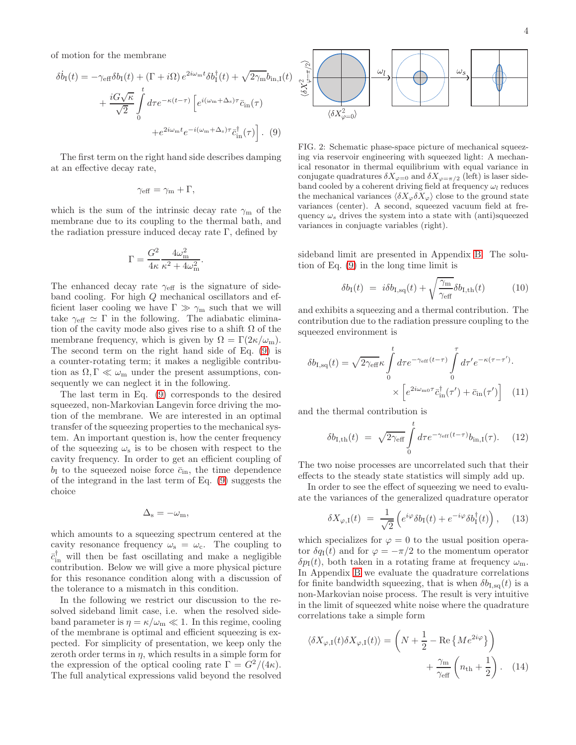of motion for the membrane

$$
\begin{aligned}
\delta\dot{b}_{\rm I}(t) = &-\gamma_{\rm eff}\delta b_{\rm I}(t) + (\Gamma + i\Omega)\, e^{2i\omega_{\rm m}t}\delta b_{\rm I}^\dagger(t) + \sqrt{2\gamma_{\rm m}} b_{\rm in,I}(t) \\
&+ \frac{iG\sqrt{\kappa}}{\sqrt{2}} \int_0^t d\tau e^{-\kappa(t-\tau)} \Big[ e^{i(\omega_{\rm m}+\Delta_{\rm s})\tau} \bar{c}_{\rm in}(\tau) \\
&\qquad + e^{2i\omega_{\rm m}t} e^{-i(\omega_{\rm m}+\Delta_{\rm s})\tau} \bar{c}_{\rm in}^\dagger(\tau) \Big] . \quad (9)
\end{aligned}
$$

The first term on the right hand side describes damping at an effective decay rate,

$$
\gamma_{\rm eff} = \gamma_{\rm m} + \Gamma,
$$

which is the sum of the intrinsic decay rate $\gamma_{\rm m}$ of the membrane due to its coupling to the thermal bath, and the radiation pressure induced decay rate $\Gamma$, defined by

$$
\Gamma = \frac{G^2}{4\kappa} \frac{4\omega_{\rm m}^2}{\kappa^2 + 4\omega_{\rm m}^2}.
$$

The enhanced decay rate $\gamma_{\rm eff}$ is the signature of sideband cooling. For high $Q$ mechanical oscillators and efficient laser cooling we have $\Gamma \gg \gamma_{\rm m}$ such that we will take $\gamma_{\rm eff} \simeq \Gamma$ in the following. The adiabatic elimination of the cavity mode also gives rise to a shift $\Omega$ of the membrane frequency, which is given by $\Omega = \Gamma(2\kappa/\omega_{\rm m})$. The second term on the right hand side of Eq. (9) is a counter-rotating term; it makes a negligible contribution as $\Omega, \Gamma \ll \omega_{\rm m}$ under the present assumptions, consequently we can neglect it in the following.

The last term in Eq. (9) corresponds to the desired squeezed, non-Markovian Langevin force driving the motion of the membrane. We are interested in an optimal transfer of the squeezing properties to the mechanical system. An important question is, how the center frequency of the squeezing $\omega_{\rm s}$ is to be chosen with respect to the cavity frequency. In order to get an efficient coupling of $b_{\rm I}$ to the squeezed noise force $\bar{c}_{\rm in}$, the time dependence of the integrand in the last term of Eq. (9) suggests the choice

$$
\Delta_{\rm s} = -\omega_{\rm m},
$$

which amounts to a squeezing spectrum centered at the cavity resonance frequency $\omega_{\rm s} = \omega_{\rm c}$. The coupling to $\bar{c}_{\rm in}^\dagger$ will then be fast oscillating and make a negligible contribution. Below we will give a more physical picture for this resonance condition along with a discussion of the tolerance to a mismatch in this condition.

In the following we restrict our discussion to the resolved sideband limit case, i.e. when the resolved sideband parameter is $\eta = \kappa/\omega_{\rm m} \ll 1$. In this regime, cooling of the membrane is optimal and efficient squeezing is expected. For simplicity of presentation, we keep only the zeroth order terms in $\eta$, which results in a simple form for the expression of the optical cooling rate $\Gamma = G^2/(4\kappa)$. The full analytical expressions valid beyond the resolved sideband limit are presented in Appendix B. The solution of Eq. (9) in the long time limit is

$$
\delta b_{\rm I}(t) = i\delta b_{\rm I,sq}(t) + \sqrt{\frac{\gamma_{\rm m}}{\gamma_{\rm eff}}} \delta b_{\rm I,th}(t) \qquad (10)
$$

and exhibits a squeezing and a thermal contribution. The contribution due to the radiation pressure coupling to the squeezed environment is

$$
\begin{aligned}
\delta b_{\rm I,sq}(t) = \sqrt{2\gamma_{\rm eff}}\kappa \int_0^t d\tau e^{-\gamma_{\rm eff}(t-\tau)} \int_0^\tau d\tau' e^{-\kappa(\tau-\tau')}. \\
\times \left[ e^{2i\omega_{\rm m0}\tau} \bar{c}_{\rm in}^\dagger(\tau') + \bar{c}_{\rm in}(\tau') \right] \quad (11)
\end{aligned}
$$

and the thermal contribution is

$$
\delta b_{\rm I,th}(t) = \sqrt{2\gamma_{\rm eff}} \int_0^t d\tau e^{-\gamma_{\rm eff}(t-\tau)} b_{\rm in,I}(\tau). \qquad (12)
$$

The two noise processes are uncorrelated such that their effects to the steady state statistics will simply add up.

In order to see the effect of squeezing we need to evaluate the variances of the generalized quadrature operator

$$
\delta X_{\varphi,{\rm I}}(t) = \frac{1}{\sqrt{2}} \left( e^{i\varphi}\delta b_{\rm I}(t) + e^{-i\varphi}\delta b_{\rm I}^\dagger(t) \right), \qquad (13)
$$

which specializes for $\varphi = 0$ to the usual position operator $\delta q_{\rm I}(t)$ and for $\varphi = -\pi/2$ to the momentum operator $\delta p_{\rm I}(t)$, both taken in a rotating frame at frequency $\omega_{\rm m}$. In Appendix B we evaluate the quadrature correlations for finite bandwidth squeezing, that is when $\delta b_{\rm I,sq}(t)$ is a non-Markovian noise process. The result is very intuitive in the limit of squeezed white noise where the quadrature correlations take a simple form

$$
\begin{aligned}
\langle \delta X_{\varphi,{\rm I}}(t) \delta X_{\varphi,{\rm I}}(t) \rangle = \left( N + \frac{1}{2} - {\rm Re}\left\{ M e^{2i\varphi} \right\} \right) \\
+ \frac{\gamma_{\rm m}}{\gamma_{\rm eff}} \left( n_{\rm th} + \frac{1}{2} \right). \quad (14)
\end{aligned}
$$

FIG. 2: Schematic phase-space picture of mechanical squeezing via reservoir engineering with squeezed light: A mechanical resonator in thermal equilibrium with equal variance in conjugate quadratures $\delta X_{\varphi=0}$ and $\delta X_{\varphi=\pi/2}$ (left) is laser sideband cooled by a coherent driving field at frequency $\omega_l$ reduces the mechanical variances $\langle \delta X_\varphi \delta X_\varphi \rangle$ close to the ground state variances (center). A second, squeezed vacuum field at frequency $\omega_s$ drives the system into a state with (anti)squeezed variances in conjuagte variables (right).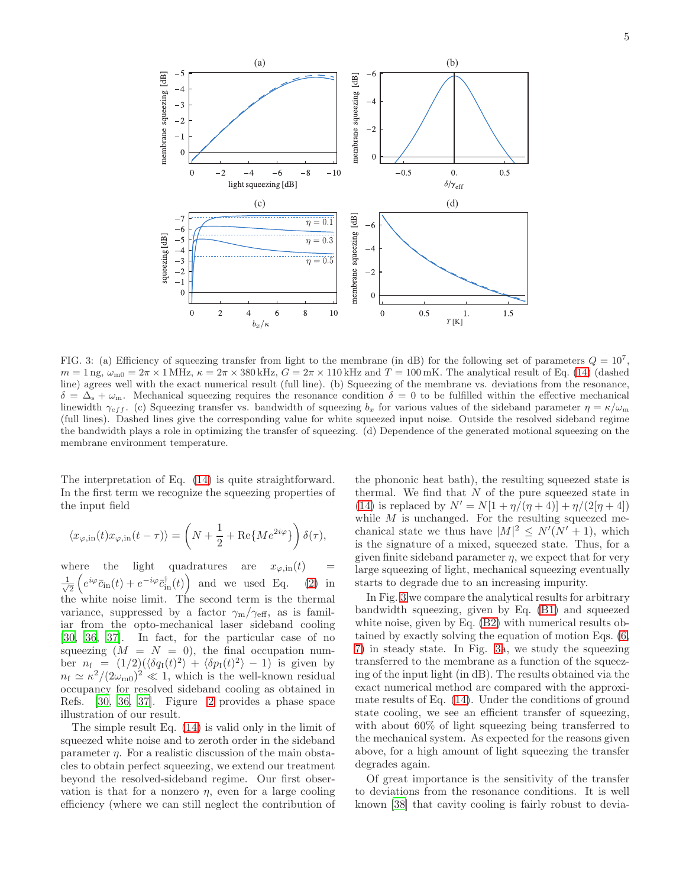FIG. 3: (a) Efficiency of squeezing transfer from light to the membrane (in dB) for the following set of parameters $Q = 10^7$, $m = 1\,\text{ng}$, $\omega_{\text{m0}} = 2\pi \times 1\,\text{MHz}$, $\kappa = 2\pi \times 380\,\text{kHz}$, $G = 2\pi \times 110\,\text{kHz}$ and $T = 100\,\text{mK}$. The analytical result of Eq. (14) (dashed line) agrees well with the exact numerical result (full line). (b) Squeezing of the membrane vs. deviations from the resonance, $\delta = \Delta_{\text{s}} + \omega_{\text{m}}$. Mechanical squeezing requires the resonance condition $\delta = 0$ to be fulfilled within the effective mechanical linewidth $\gamma_{eff}$. (c) Squeezing transfer vs. bandwidth of squeezing $b_x$ for various values of the sideband parameter $\eta = \kappa/\omega_{\text{m}}$ (full lines). Dashed lines give the corresponding value for white squeezed input noise. Outside the resolved sideband regime the bandwidth plays a role in optimizing the transfer of squeezing. (d) Dependence of the generated motional squeezing on the membrane environment temperature.

The interpretation of Eq. (14) is quite straightforward. In the first term we recognize the squeezing properties of the input field

$$\langle x_{\varphi,\text{in}}(t)x_{\varphi,\text{in}}(t-\tau)\rangle = \left(N + \frac{1}{2} + \text{Re}\{Me^{2i\varphi}\}\right)\delta(\tau),$$

where the light quadratures are $x_{\varphi,\text{in}}(t) = \frac{1}{\sqrt{2}}\left(e^{i\varphi}\bar{c}_{\text{in}}(t) + e^{-i\varphi}\bar{c}^{\dagger}_{\text{in}}(t)\right)$ and we used Eq. (2) in the white noise limit. The second term is the thermal variance, suppressed by a factor $\gamma_{\text{m}}/\gamma_{\text{eff}}$, as is familiar from the opto-mechanical laser sideband cooling [30, 36, 37]. In fact, for the particular case of no squeezing ($M = N = 0$), the final occupation number $n_{\text{f}} = (1/2)(\langle\delta q_{\text{I}}(t)^2\rangle + \langle\delta p_{\text{I}}(t)^2\rangle - 1)$ is given by $n_{\text{f}} \simeq \kappa^2/(2\omega_{\text{m0}})^2 \ll 1$, which is the well-known residual occupancy for resolved sideband cooling as obtained in Refs. [30, 36, 37]. Figure 2 provides a phase space illustration of our result.

The simple result Eq. (14) is valid only in the limit of squeezed white noise and to zeroth order in the sideband parameter $\eta$. For a realistic discussion of the main obstacles to obtain perfect squeezing, we extend our treatment beyond the resolved-sideband regime. Our first observation is that for a nonzero $\eta$, even for a large cooling efficiency (where we can still neglect the contribution of the phononic heat bath), the resulting squeezed state is thermal. We find that $N$ of the pure squeezed state in (14) is replaced by $N' = N[1 + \eta/(\eta + 4)] + \eta/(2[\eta + 4])$ while $M$ is unchanged. For the resulting squeezed mechanical state we thus have $|M|^2 \leq N'(N' + 1)$, which is the signature of a mixed, squeezed state. Thus, for a given finite sideband parameter $\eta$, we expect that for very large squeezing of light, mechanical squeezing eventually starts to degrade due to an increasing impurity.

In Fig. 3 we compare the analytical results for arbitrary bandwidth squeezing, given by Eq. (B1) and squeezed white noise, given by Eq. (B2) with numerical results obtained by exactly solving the equation of motion Eqs. (6, 7) in steady state. In Fig. 3a, we study the squeezing transferred to the membrane as a function of the squeezing of the input light (in dB). The results obtained via the exact numerical method are compared with the approximate results of Eq. (14). Under the conditions of ground state cooling, we see an efficient transfer of squeezing, with about 60% of light squeezing being transferred to the mechanical system. As expected for the reasons given above, for a high amount of light squeezing the transfer degrades again.

Of great importance is the sensitivity of the transfer to deviations from the resonance conditions. It is well known [38] that cavity cooling is fairly robust to devia-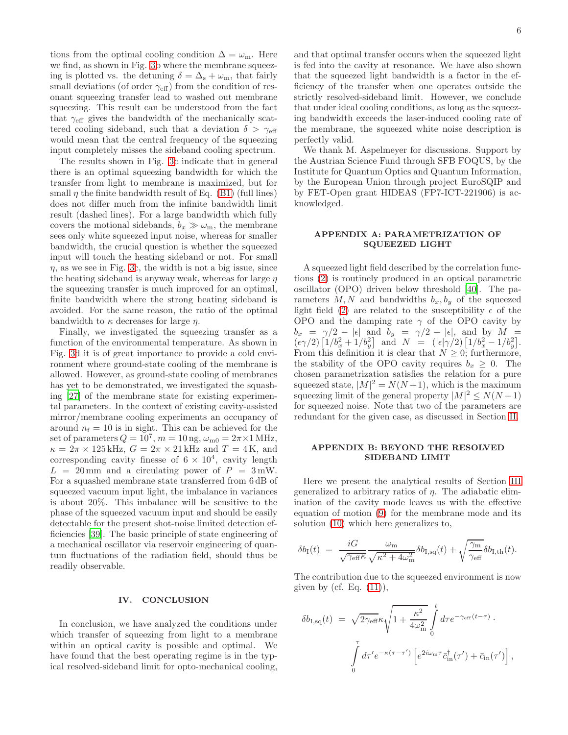tions from the optimal cooling condition $\Delta = \omega_\mathrm{m}$. Here we find, as shown in Fig. 3b where the membrane squeezing is plotted vs. the detuning $\delta = \Delta_\mathrm{s} + \omega_\mathrm{m}$, that fairly small deviations (of order $\gamma_\mathrm{eff}$) from the condition of resonant squeezing transfer lead to washed out membrane squeezing. This result can be understood from the fact that $\gamma_\mathrm{eff}$ gives the bandwidth of the mechanically scattered cooling sideband, such that a deviation $\delta > \gamma_\mathrm{eff}$ would mean that the central frequency of the squeezing input completely misses the sideband cooling spectrum.

The results shown in Fig. 3c indicate that in general there is an optimal squeezing bandwidth for which the transfer from light to membrane is maximized, but for small $\eta$ the finite bandwidth result of Eq. (B1) (full lines) does not differ much from the infinite bandwidth limit result (dashed lines). For a large bandwidth which fully covers the motional sidebands, $b_x \gg \omega_\mathrm{m}$, the membrane sees only white squeezed input noise, whereas for smaller bandwidth, the crucial question is whether the squeezed input will touch the heating sideband or not. For small $\eta$, as we see in Fig. 3c, the width is not a big issue, since the heating sideband is anyway weak, whereas for large $\eta$ the squeezing transfer is much improved for an optimal, finite bandwidth where the strong heating sideband is avoided. For the same reason, the ratio of the optimal bandwidth to $\kappa$ decreases for large $\eta$.

Finally, we investigated the squeezing transfer as a function of the environmental temperature. As shown in Fig. 3d it is of great importance to provide a cold environment where ground-state cooling of the membrane is allowed. However, as ground-state cooling of membranes has yet to be demonstrated, we investigated the squashing [27] of the membrane state for existing experimental parameters. In the context of existing cavity-assisted mirror/membrane cooling experiments an occupancy of around $n_\mathrm{f} = 10$ is in sight. This can be achieved for the set of parameters $Q = 10^7$, $m = 10\,\mathrm{ng}$, $\omega_\mathrm{m0} = 2\pi\times 1\,\mathrm{MHz}$, $\kappa = 2\pi \times 125\,\mathrm{kHz}$, $G = 2\pi \times 21\,\mathrm{kHz}$ and $T = 4\,\mathrm{K}$, and corresponding cavity finesse of $6 \times 10^4$, cavity length $L = 20\,\mathrm{mm}$ and a circulating power of $P = 3\,\mathrm{mW}$. For a squashed membrane state transferred from 6 dB of squeezed vacuum input light, the imbalance in variances is about 20%. This imbalance will be sensitive to the phase of the squeezed vacuum input and should be easily detectable for the present shot-noise limited detection efficiencies [39]. The basic principle of state engineering of a mechanical oscillator via reservoir engineering of quantum fluctuations of the radiation field, should thus be readily observable.

## IV. CONCLUSION

In conclusion, we have analyzed the conditions under which transfer of squeezing from light to a membrane within an optical cavity is possible and optimal. We have found that the best operating regime is in the typical resolved-sideband limit for opto-mechanical cooling, and that optimal transfer occurs when the squeezed light is fed into the cavity at resonance. We have also shown that the squeezed light bandwidth is a factor in the efficiency of the transfer when one operates outside the strictly resolved-sideband limit. However, we conclude that under ideal cooling conditions, as long as the squeezing bandwidth exceeds the laser-induced cooling rate of the membrane, the squeezed white noise description is perfectly valid.

We thank M. Aspelmeyer for discussions. Support by the Austrian Science Fund through SFB FOQUS, by the Institute for Quantum Optics and Quantum Information, by the European Union through project EuroSQIP and by FET-Open grant HIDEAS (FP7-ICT-221906) is acknowledged.

## APPENDIX A: PARAMETRIZATION OF SQUEEZED LIGHT

A squeezed light field described by the correlation functions (2) is routinely produced in an optical parametric oscillator (OPO) driven below threshold [40]. The parameters $M, N$ and bandwidths $b_x, b_y$ of the squeezed light field (2) are related to the susceptibility $\epsilon$ of the OPO and the damping rate $\gamma$ of the OPO cavity by $b_x = \gamma/2 - |\epsilon|$ and $b_y = \gamma/2 + |\epsilon|$, and by $M = (\epsilon\gamma/2)\left[1/b_x^2 + 1/b_y^2\right]$ and $N = (|\epsilon|\gamma/2)\left[1/b_x^2 - 1/b_y^2\right]$. From this definition it is clear that $N \geq 0$; furthermore, the stability of the OPO cavity requires $b_x \geq 0$. The chosen parametrization satisfies the relation for a pure squeezed state, $|M|^2 = N(N+1)$, which is the maximum squeezing limit of the general property $|M|^2 \leq N(N+1)$ for squeezed noise. Note that two of the parameters are redundant for the given case, as discussed in Section II.

## APPENDIX B: BEYOND THE RESOLVED SIDEBAND LIMIT

Here we present the analytical results of Section III generalized to arbitrary ratios of $\eta$. The adiabatic elimination of the cavity mode leaves us with the effective equation of motion (9) for the membrane mode and its solution (10) which here generalizes to,

$$\delta b_\mathrm{I}(t) = \frac{iG}{\sqrt{\gamma_\mathrm{eff}\kappa}} \frac{\omega_\mathrm{m}}{\sqrt{\kappa^2 + 4\omega_\mathrm{m}^2}} \delta b_\mathrm{I,sq}(t) + \sqrt{\frac{\gamma_\mathrm{m}}{\gamma_\mathrm{eff}}} \delta b_\mathrm{I,th}(t).$$

The contribution due to the squeezed environment is now given by (cf. Eq. (11)),

$$\delta b_\mathrm{I,sq}(t) = \sqrt{2\gamma_\mathrm{eff}}\kappa\sqrt{1 + \frac{\kappa^2}{4\omega_\mathrm{m}^2}} \int_0^t d\tau e^{-\gamma_\mathrm{eff}(t-\tau)} \cdot \int_0^\tau d\tau' e^{-\kappa(\tau-\tau')} \left[e^{2i\omega_\mathrm{m}\tau}\bar{c}_\mathrm{in}^\dagger(\tau') + \bar{c}_\mathrm{in}(\tau')\right],$$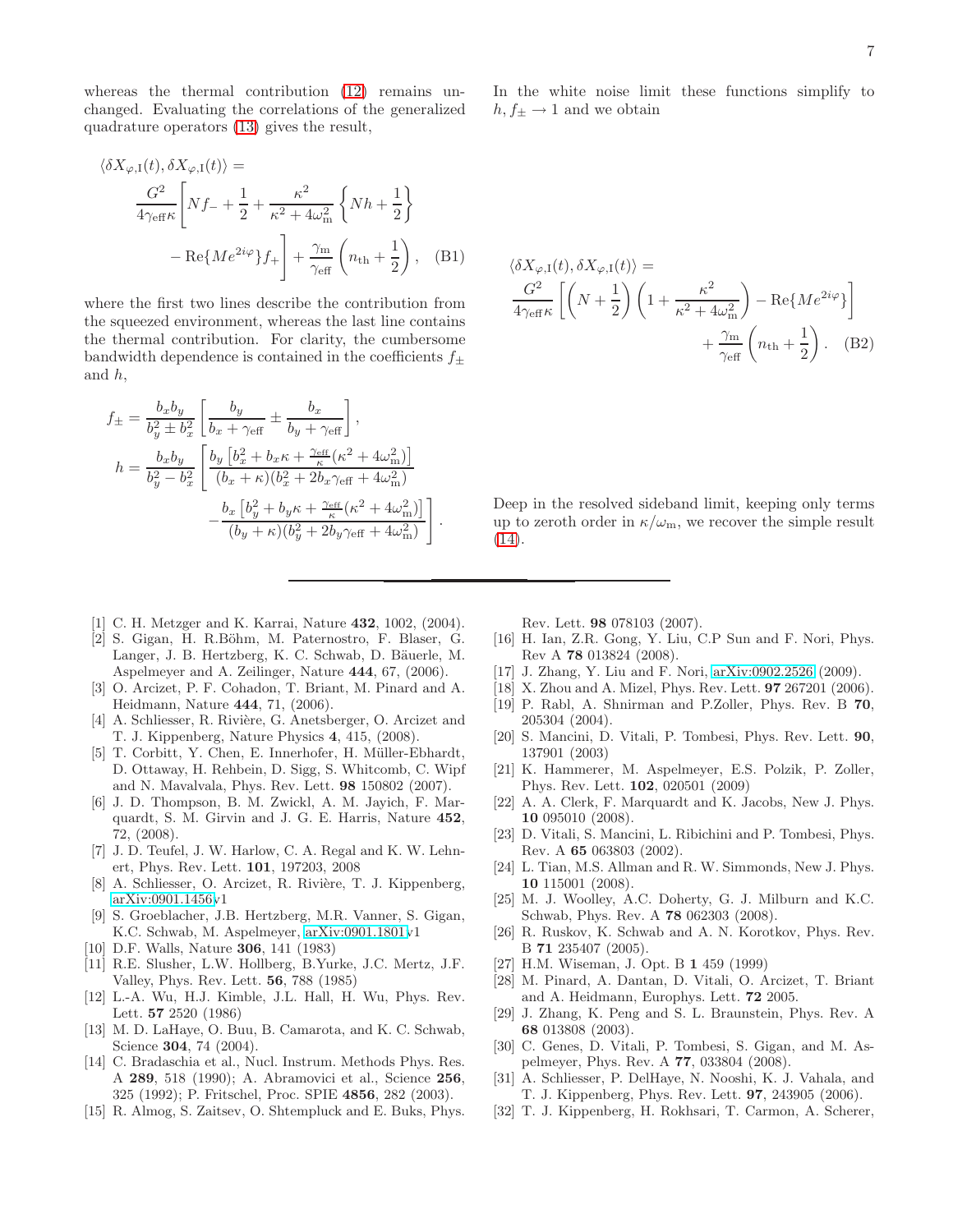whereas the thermal contribution (12) remains unchanged. Evaluating the correlations of the generalized quadrature operators (13) gives the result,

$$\langle \delta X_{\varphi,\mathrm{I}}(t), \delta X_{\varphi,\mathrm{I}}(t)\rangle = \frac{G^2}{4\gamma_{\mathrm{eff}}\kappa}\Bigg[ N f_- + \frac{1}{2} + \frac{\kappa^2}{\kappa^2+4\omega_{\mathrm{m}}^2}\left\{ N h + \frac{1}{2}\right\} - \mathrm{Re}\{M e^{2i\varphi}\} f_+ \Bigg] + \frac{\gamma_{\mathrm{m}}}{\gamma_{\mathrm{eff}}}\left(n_{\mathrm{th}}+\frac{1}{2}\right), \quad \text{(B1)}$$

where the first two lines describe the contribution from the squeezed environment, whereas the last line contains the thermal contribution. For clarity, the cumbersome bandwidth dependence is contained in the coefficients $f_\pm$ and $h$,

$$f_\pm = \frac{b_x b_y}{b_y^2 \pm b_x^2}\left[\frac{b_y}{b_x+\gamma_{\mathrm{eff}}} \pm \frac{b_x}{b_y+\gamma_{\mathrm{eff}}}\right],$$

$$h = \frac{b_x b_y}{b_y^2 - b_x^2}\left[\frac{b_y\left[b_x^2 + b_x\kappa + \frac{\gamma_{\mathrm{eff}}}{\kappa}(\kappa^2+4\omega_{\mathrm{m}}^2)\right]}{(b_x+\kappa)(b_x^2+2b_x\gamma_{\mathrm{eff}}+4\omega_{\mathrm{m}}^2)} - \frac{b_x\left[b_y^2 + b_y\kappa + \frac{\gamma_{\mathrm{eff}}}{\kappa}(\kappa^2+4\omega_{\mathrm{m}}^2)\right]}{(b_y+\kappa)(b_y^2+2b_y\gamma_{\mathrm{eff}}+4\omega_{\mathrm{m}}^2)}\right].$$

In the white noise limit these functions simplify to $h, f_\pm \to 1$ and we obtain

$$\langle \delta X_{\varphi,\mathrm{I}}(t), \delta X_{\varphi,\mathrm{I}}(t)\rangle = \frac{G^2}{4\gamma_{\mathrm{eff}}\kappa}\left[\left(N+\frac{1}{2}\right)\left(1+\frac{\kappa^2}{\kappa^2+4\omega_{\mathrm{m}}^2}\right) - \mathrm{Re}\{M e^{2i\varphi}\}\right] + \frac{\gamma_{\mathrm{m}}}{\gamma_{\mathrm{eff}}}\left(n_{\mathrm{th}}+\frac{1}{2}\right). \quad \text{(B2)}$$

Deep in the resolved sideband limit, keeping only terms up to zeroth order in $\kappa/\omega_{\mathrm{m}}$, we recover the simple result (14).

---

[1] C. H. Metzger and K. Karrai, Nature **432**, 1002, (2004).
[2] S. Gigan, H. R.Böhm, M. Paternostro, F. Blaser, G. Langer, J. B. Hertzberg, K. C. Schwab, D. Bäuerle, M. Aspelmeyer and A. Zeilinger, Nature **444**, 67, (2006).
[3] O. Arcizet, P. F. Cohadon, T. Briant, M. Pinard and A. Heidmann, Nature **444**, 71, (2006).
[4] A. Schliesser, R. Rivière, G. Anetsberger, O. Arcizet and T. J. Kippenberg, Nature Physics **4**, 415, (2008).
[5] T. Corbitt, Y. Chen, E. Innerhofer, H. Müller-Ebhardt, D. Ottaway, H. Rehbein, D. Sigg, S. Whitcomb, C. Wipf and N. Mavalvala, Phys. Rev. Lett. **98** 150802 (2007).
[6] J. D. Thompson, B. M. Zwickl, A. M. Jayich, F. Marquardt, S. M. Girvin and J. G. E. Harris, Nature **452**, 72, (2008).
[7] J. D. Teufel, J. W. Harlow, C. A. Regal and K. W. Lehnert, Phys. Rev. Lett. **101**, 197203, 2008
[8] A. Schliesser, O. Arcizet, R. Rivière, T. J. Kippenberg, arXiv:0901.1456v1
[9] S. Groeblacher, J.B. Hertzberg, M.R. Vanner, S. Gigan, K.C. Schwab, M. Aspelmeyer, arXiv:0901.1801v1
[10] D.F. Walls, Nature **306**, 141 (1983)
[11] R.E. Slusher, L.W. Hollberg, B.Yurke, J.C. Mertz, J.F. Valley, Phys. Rev. Lett. **56**, 788 (1985)
[12] L.-A. Wu, H.J. Kimble, J.L. Hall, H. Wu, Phys. Rev. Lett. **57** 2520 (1986)
[13] M. D. LaHaye, O. Buu, B. Camarota, and K. C. Schwab, Science **304**, 74 (2004).
[14] C. Bradaschia et al., Nucl. Instrum. Methods Phys. Res. A **289**, 518 (1990); A. Abramovici et al., Science **256**, 325 (1992); P. Fritschel, Proc. SPIE **4856**, 282 (2003).
[15] R. Almog, S. Zaitsev, O. Shtempluck and E. Buks, Phys. Rev. Lett. **98** 078103 (2007).
[16] H. Ian, Z.R. Gong, Y. Liu, C.P Sun and F. Nori, Phys. Rev A **78** 013824 (2008).
[17] J. Zhang, Y. Liu and F. Nori, arXiv:0902.2526 (2009).
[18] X. Zhou and A. Mizel, Phys. Rev. Lett. **97** 267201 (2006).
[19] P. Rabl, A. Shnirman and P.Zoller, Phys. Rev. B **70**, 205304 (2004).
[20] S. Mancini, D. Vitali, P. Tombesi, Phys. Rev. Lett. **90**, 137901 (2003)
[21] K. Hammerer, M. Aspelmeyer, E.S. Polzik, P. Zoller, Phys. Rev. Lett. **102**, 020501 (2009)
[22] A. A. Clerk, F. Marquardt and K. Jacobs, New J. Phys. **10** 095010 (2008).
[23] D. Vitali, S. Mancini, L. Ribichini and P. Tombesi, Phys. Rev. A **65** 063803 (2002).
[24] L. Tian, M.S. Allman and R. W. Simmonds, New J. Phys. **10** 115001 (2008).
[25] M. J. Woolley, A.C. Doherty, G. J. Milburn and K.C. Schwab, Phys. Rev. A **78** 062303 (2008).
[26] R. Ruskov, K. Schwab and A. N. Korotkov, Phys. Rev. B **71** 235407 (2005).
[27] H.M. Wiseman, J. Opt. B **1** 459 (1999)
[28] M. Pinard, A. Dantan, D. Vitali, O. Arcizet, T. Briant and A. Heidmann, Europhys. Lett. **72** 2005.
[29] J. Zhang, K. Peng and S. L. Braunstein, Phys. Rev. A **68** 013808 (2003).
[30] C. Genes, D. Vitali, P. Tombesi, S. Gigan, and M. Aspelmeyer, Phys. Rev. A **77**, 033804 (2008).
[31] A. Schliesser, P. DelHaye, N. Nooshi, K. J. Vahala, and T. J. Kippenberg, Phys. Rev. Lett. **97**, 243905 (2006).
[32] T. J. Kippenberg, H. Rokhsari, T. Carmon, A. Scherer,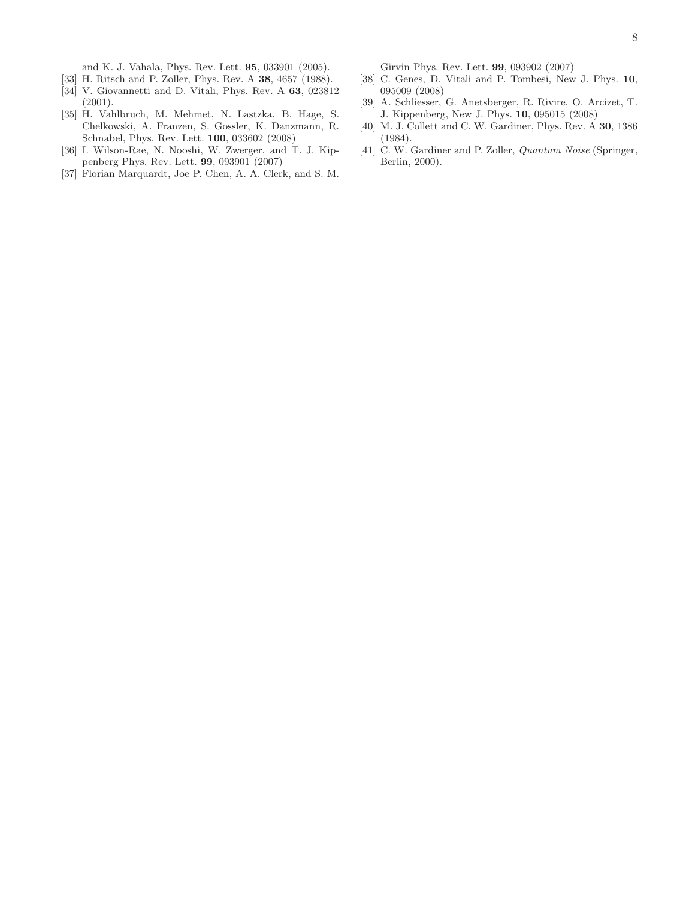and K. J. Vahala, Phys. Rev. Lett. **95**, 033901 (2005).

[33] H. Ritsch and P. Zoller, Phys. Rev. A **38**, 4657 (1988).

[34] V. Giovannetti and D. Vitali, Phys. Rev. A **63**, 023812 (2001).

[35] H. Vahlbruch, M. Mehmet, N. Lastzka, B. Hage, S. Chelkowski, A. Franzen, S. Gossler, K. Danzmann, R. Schnabel, Phys. Rev. Lett. **100**, 033602 (2008)

[36] I. Wilson-Rae, N. Nooshi, W. Zwerger, and T. J. Kippenberg Phys. Rev. Lett. **99**, 093901 (2007)

[37] Florian Marquardt, Joe P. Chen, A. A. Clerk, and S. M. Girvin Phys. Rev. Lett. **99**, 093902 (2007)

[38] C. Genes, D. Vitali and P. Tombesi, New J. Phys. **10**, 095009 (2008)

[39] A. Schliesser, G. Anetsberger, R. Rivire, O. Arcizet, T. J. Kippenberg, New J. Phys. **10**, 095015 (2008)

[40] M. J. Collett and C. W. Gardiner, Phys. Rev. A **30**, 1386 (1984).

[41] C. W. Gardiner and P. Zoller, *Quantum Noise* (Springer, Berlin, 2000).